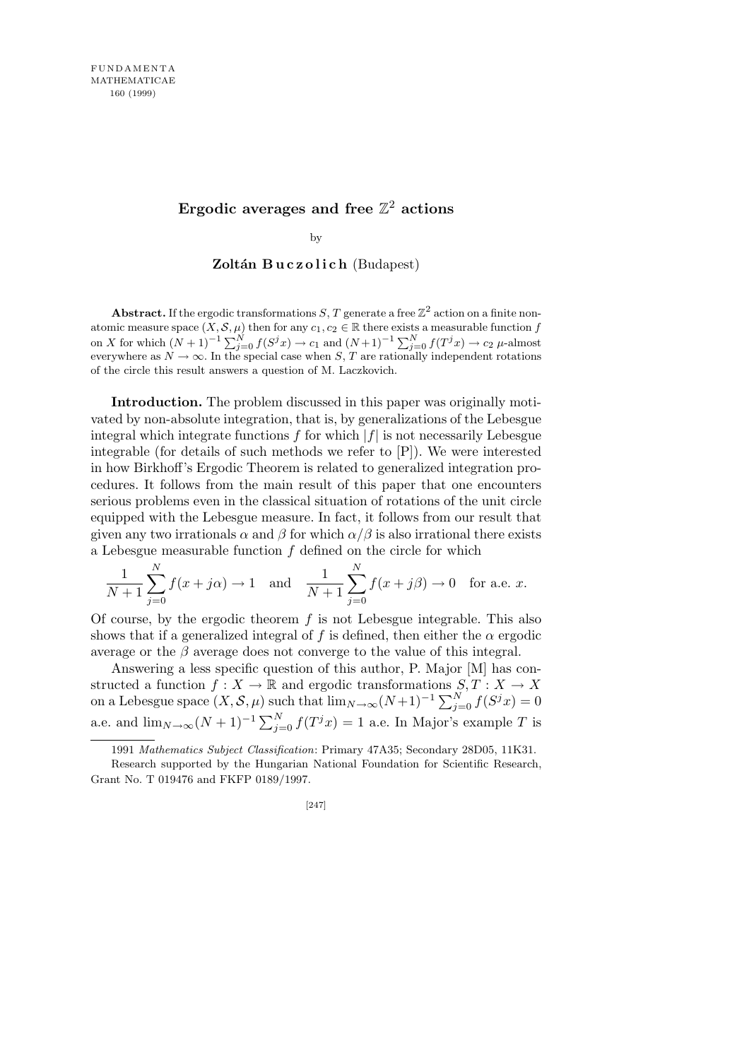# Ergodic averages and free $\mathbb{Z}^2$ actions

by

**Zoltán Buczolich** (Budapest)

**Abstract.** If the ergodic transformations $S$, $T$ generate a free $\mathbb{Z}^2$ action on a finite non-atomic measure space $(X, \mathcal{S}, \mu)$ then for any $c_1, c_2 \in \mathbb{R}$ there exists a measurable function $f$ on $X$ for which $(N+1)^{-1}\sum_{j=0}^{N} f(S^j x) \to c_1$ and $(N+1)^{-1}\sum_{j=0}^{N} f(T^j x) \to c_2$ $\mu$-almost everywhere as $N \to \infty$. In the special case when $S$, $T$ are rationally independent rotations of the circle this result answers a question of M. Laczkovich.

**Introduction.** The problem discussed in this paper was originally motivated by non-absolute integration, that is, by generalizations of the Lebesgue integral which integrate functions $f$ for which $|f|$ is not necessarily Lebesgue integrable (for details of such methods we refer to [P]). We were interested in how Birkhoff's Ergodic Theorem is related to generalized integration procedures. It follows from the main result of this paper that one encounters serious problems even in the classical situation of rotations of the unit circle equipped with the Lebesgue measure. In fact, it follows from our result that given any two irrationals $\alpha$ and $\beta$ for which $\alpha/\beta$ is also irrational there exists a Lebesgue measurable function $f$ defined on the circle for which

$$\frac{1}{N+1}\sum_{j=0}^{N} f(x+j\alpha) \to 1 \quad \text{and} \quad \frac{1}{N+1}\sum_{j=0}^{N} f(x+j\beta) \to 0 \quad \text{for a.e. } x.$$

Of course, by the ergodic theorem $f$ is not Lebesgue integrable. This also shows that if a generalized integral of $f$ is defined, then either the $\alpha$ ergodic average or the $\beta$ average does not converge to the value of this integral.

Answering a less specific question of this author, P. Major [M] has constructed a function $f : X \to \mathbb{R}$ and ergodic transformations $S, T : X \to X$ on a Lebesgue space $(X, \mathcal{S}, \mu)$ such that $\lim_{N\to\infty}(N+1)^{-1}\sum_{j=0}^{N} f(S^j x) = 0$ a.e. and $\lim_{N\to\infty}(N+1)^{-1}\sum_{j=0}^{N} f(T^j x) = 1$ a.e. In Major's example $T$ is

---

1991 *Mathematics Subject Classification*: Primary 47A35; Secondary 28D05, 11K31.

Research supported by the Hungarian National Foundation for Scientific Research, Grant No. T 019476 and FKFP 0189/1997.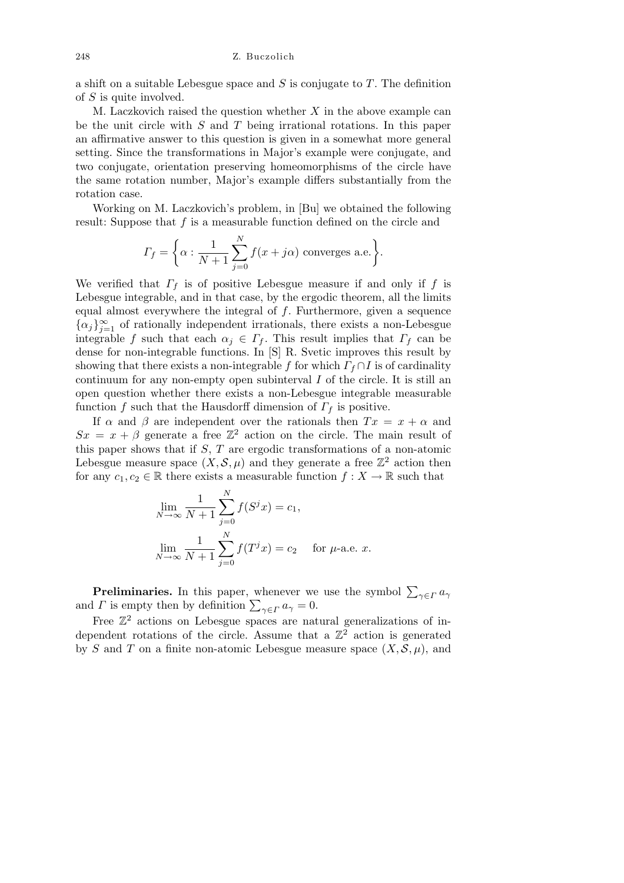a shift on a suitable Lebesgue space and $S$ is conjugate to $T$. The definition of $S$ is quite involved.

M. Laczkovich raised the question whether $X$ in the above example can be the unit circle with $S$ and $T$ being irrational rotations. In this paper an affirmative answer to this question is given in a somewhat more general setting. Since the transformations in Major's example were conjugate, and two conjugate, orientation preserving homeomorphisms of the circle have the same rotation number, Major's example differs substantially from the rotation case.

Working on M. Laczkovich's problem, in [Bu] we obtained the following result: Suppose that $f$ is a measurable function defined on the circle and

$$\Gamma_f = \left\{\alpha : \frac{1}{N+1}\sum_{j=0}^{N} f(x+j\alpha) \text{ converges a.e.}\right\}.$$

We verified that $\Gamma_f$ is of positive Lebesgue measure if and only if $f$ is Lebesgue integrable, and in that case, by the ergodic theorem, all the limits equal almost everywhere the integral of $f$. Furthermore, given a sequence $\{\alpha_j\}_{j=1}^{\infty}$ of rationally independent irrationals, there exists a non-Lebesgue integrable $f$ such that each $\alpha_j \in \Gamma_f$. This result implies that $\Gamma_f$ can be dense for non-integrable functions. In [S] R. Svetic improves this result by showing that there exists a non-integrable $f$ for which $\Gamma_f \cap I$ is of cardinality continuum for any non-empty open subinterval $I$ of the circle. It is still an open question whether there exists a non-Lebesgue integrable measurable function $f$ such that the Hausdorff dimension of $\Gamma_f$ is positive.

If $\alpha$ and $\beta$ are independent over the rationals then $Tx = x + \alpha$ and $Sx = x + \beta$ generate a free $\mathbb{Z}^2$ action on the circle. The main result of this paper shows that if $S$, $T$ are ergodic transformations of a non-atomic Lebesgue measure space $(X, \mathcal{S}, \mu)$ and they generate a free $\mathbb{Z}^2$ action then for any $c_1, c_2 \in \mathbb{R}$ there exists a measurable function $f : X \to \mathbb{R}$ such that

$$\lim_{N\to\infty} \frac{1}{N+1}\sum_{j=0}^{N} f(S^j x) = c_1,$$

$$\lim_{N\to\infty} \frac{1}{N+1}\sum_{j=0}^{N} f(T^j x) = c_2 \quad \text{ for } \mu\text{-a.e. } x.$$

**Preliminaries.** In this paper, whenever we use the symbol $\sum_{\gamma\in\Gamma} a_\gamma$ and $\Gamma$ is empty then by definition $\sum_{\gamma\in\Gamma} a_\gamma = 0$.

Free $\mathbb{Z}^2$ actions on Lebesgue spaces are natural generalizations of independent rotations of the circle. Assume that a $\mathbb{Z}^2$ action is generated by $S$ and $T$ on a finite non-atomic Lebesgue measure space $(X, \mathcal{S}, \mu)$, and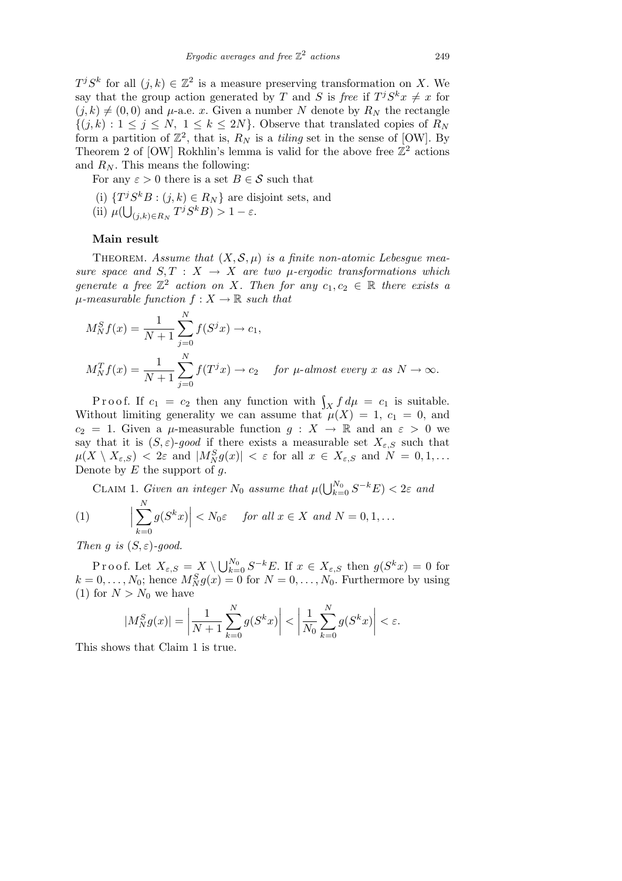$T^j S^k$ for all $(j,k) \in \mathbb{Z}^2$ is a measure preserving transformation on $X$. We say that the group action generated by $T$ and $S$ is *free* if $T^j S^k x \neq x$ for $(j,k) \neq (0,0)$ and $\mu$-a.e. $x$. Given a number $N$ denote by $R_N$ the rectangle $\{(j,k) : 1 \leq j \leq N,\ 1 \leq k \leq 2N\}$. Observe that translated copies of $R_N$ form a partition of $\mathbb{Z}^2$, that is, $R_N$ is a *tiling* set in the sense of [OW]. By Theorem 2 of [OW] Rokhlin's lemma is valid for the above free $\mathbb{Z}^2$ actions and $R_N$. This means the following:

For any $\varepsilon > 0$ there is a set $B \in \mathcal{S}$ such that

(i) $\{T^j S^k B : (j,k) \in R_N\}$ are disjoint sets, and

(ii) $\mu(\bigcup_{(j,k)\in R_N} T^j S^k B) > 1 - \varepsilon$.

**Main result**

THEOREM. *Assume that $(X, \mathcal{S}, \mu)$ is a finite non-atomic Lebesgue measure space and $S, T : X \to X$ are two $\mu$-ergodic transformations which generate a free $\mathbb{Z}^2$ action on $X$. Then for any $c_1, c_2 \in \mathbb{R}$ there exists a $\mu$-measurable function $f : X \to \mathbb{R}$ such that*

$$M_N^S f(x) = \frac{1}{N+1} \sum_{j=0}^{N} f(S^j x) \to c_1,$$

$$M_N^T f(x) = \frac{1}{N+1} \sum_{j=0}^{N} f(T^j x) \to c_2 \quad \textit{for } \mu\textit{-almost every } x \textit{ as } N \to \infty.$$

Proof. If $c_1 = c_2$ then any function with $\int_X f\,d\mu = c_1$ is suitable. Without limiting generality we can assume that $\mu(X) = 1$, $c_1 = 0$, and $c_2 = 1$. Given a $\mu$-measurable function $g : X \to \mathbb{R}$ and an $\varepsilon > 0$ we say that it is $(S,\varepsilon)$*-good* if there exists a measurable set $X_{\varepsilon,S}$ such that $\mu(X \setminus X_{\varepsilon,S}) < 2\varepsilon$ and $|M_N^S g(x)| < \varepsilon$ for all $x \in X_{\varepsilon,S}$ and $N = 0, 1, \ldots$ Denote by $E$ the support of $g$.

CLAIM 1. *Given an integer $N_0$ assume that $\mu(\bigcup_{k=0}^{N_0} S^{-k}E) < 2\varepsilon$ and*

$$\Big| \sum_{k=0}^{N} g(S^k x) \Big| < N_0 \varepsilon \quad \textit{for all } x \in X \textit{ and } N = 0, 1, \ldots \tag{1}$$

*Then $g$ is $(S,\varepsilon)$-good.*

Proof. Let $X_{\varepsilon,S} = X \setminus \bigcup_{k=0}^{N_0} S^{-k}E$. If $x \in X_{\varepsilon,S}$ then $g(S^k x) = 0$ for $k = 0, \ldots, N_0$; hence $M_N^S g(x) = 0$ for $N = 0, \ldots, N_0$. Furthermore by using (1) for $N > N_0$ we have

$$|M_N^S g(x)| = \left| \frac{1}{N+1} \sum_{k=0}^{N} g(S^k x) \right| < \left| \frac{1}{N_0} \sum_{k=0}^{N} g(S^k x) \right| < \varepsilon.$$

This shows that Claim 1 is true.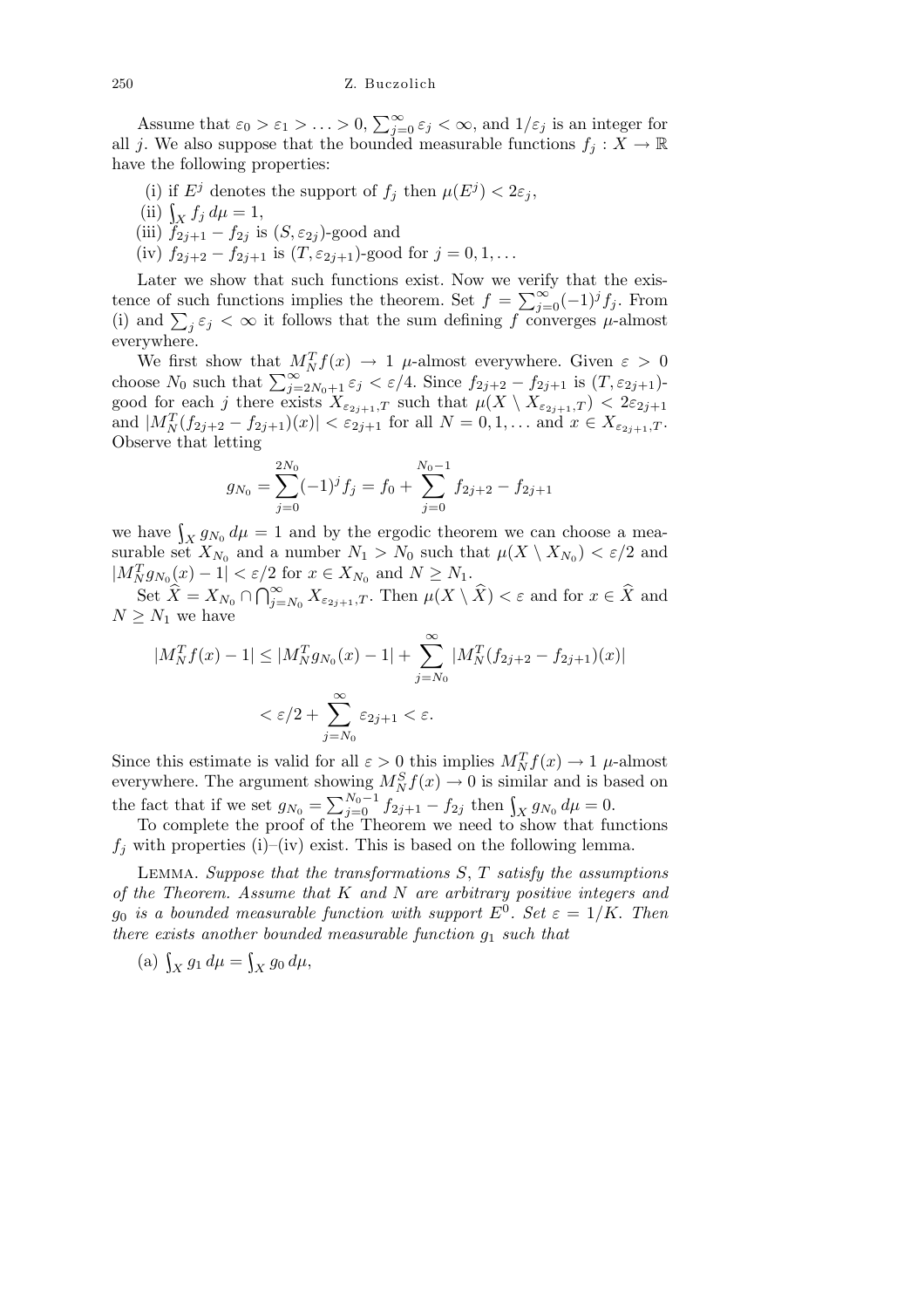Assume that $\varepsilon_0 > \varepsilon_1 > \ldots > 0$, $\sum_{j=0}^{\infty} \varepsilon_j < \infty$, and $1/\varepsilon_j$ is an integer for all $j$. We also suppose that the bounded measurable functions $f_j : X \to \mathbb{R}$ have the following properties:

(i) if $E^j$ denotes the support of $f_j$ then $\mu(E^j) < 2\varepsilon_j$,

(ii) $\int_X f_j \, d\mu = 1$,

(iii) $f_{2j+1} - f_{2j}$ is $(S, \varepsilon_{2j})$-good and

(iv) $f_{2j+2} - f_{2j+1}$ is $(T, \varepsilon_{2j+1})$-good for $j = 0, 1, \ldots$

Later we show that such functions exist. Now we verify that the existence of such functions implies the theorem. Set $f = \sum_{j=0}^{\infty} (-1)^j f_j$. From (i) and $\sum_j \varepsilon_j < \infty$ it follows that the sum defining $f$ converges $\mu$-almost everywhere.

We first show that $M_N^T f(x) \to 1$ $\mu$-almost everywhere. Given $\varepsilon > 0$ choose $N_0$ such that $\sum_{j=2N_0+1}^{\infty} \varepsilon_j < \varepsilon/4$. Since $f_{2j+2} - f_{2j+1}$ is $(T, \varepsilon_{2j+1})$-good for each $j$ there exists $X_{\varepsilon_{2j+1},T}$ such that $\mu(X \setminus X_{\varepsilon_{2j+1},T}) < 2\varepsilon_{2j+1}$ and $|M_N^T(f_{2j+2} - f_{2j+1})(x)| < \varepsilon_{2j+1}$ for all $N = 0, 1, \ldots$ and $x \in X_{\varepsilon_{2j+1},T}$. Observe that letting

$$g_{N_0} = \sum_{j=0}^{2N_0} (-1)^j f_j = f_0 + \sum_{j=0}^{N_0-1} f_{2j+2} - f_{2j+1}$$

we have $\int_X g_{N_0} \, d\mu = 1$ and by the ergodic theorem we can choose a measurable set $X_{N_0}$ and a number $N_1 > N_0$ such that $\mu(X \setminus X_{N_0}) < \varepsilon/2$ and $|M_N^T g_{N_0}(x) - 1| < \varepsilon/2$ for $x \in X_{N_0}$ and $N \geq N_1$.

Set $\widehat{X} = X_{N_0} \cap \bigcap_{j=N_0}^{\infty} X_{\varepsilon_{2j+1},T}$. Then $\mu(X \setminus \widehat{X}) < \varepsilon$ and for $x \in \widehat{X}$ and $N \geq N_1$ we have

$$\begin{aligned} |M_N^T f(x) - 1| &\leq |M_N^T g_{N_0}(x) - 1| + \sum_{j=N_0}^{\infty} |M_N^T (f_{2j+2} - f_{2j+1})(x)| \\ &< \varepsilon/2 + \sum_{j=N_0}^{\infty} \varepsilon_{2j+1} < \varepsilon. \end{aligned}$$

Since this estimate is valid for all $\varepsilon > 0$ this implies $M_N^T f(x) \to 1$ $\mu$-almost everywhere. The argument showing $M_N^S f(x) \to 0$ is similar and is based on the fact that if we set $g_{N_0} = \sum_{j=0}^{N_0-1} f_{2j+1} - f_{2j}$ then $\int_X g_{N_0} \, d\mu = 0$.

To complete the proof of the Theorem we need to show that functions $f_j$ with properties (i)–(iv) exist. This is based on the following lemma.

Lemma. *Suppose that the transformations $S$, $T$ satisfy the assumptions of the Theorem. Assume that $K$ and $N$ are arbitrary positive integers and $g_0$ is a bounded measurable function with support $E^0$. Set $\varepsilon = 1/K$. Then there exists another bounded measurable function $g_1$ such that*

(a) $\int_X g_1 \, d\mu = \int_X g_0 \, d\mu$,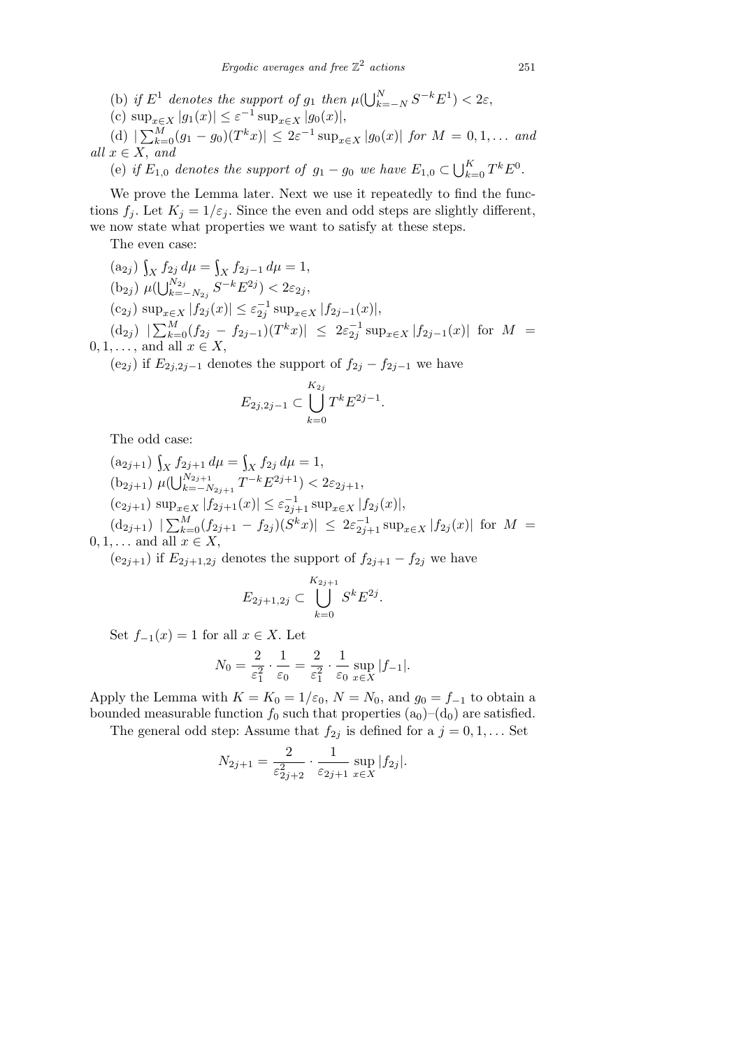(b) *if* $E^1$ *denotes the support of* $g_1$ *then* $\mu(\bigcup_{k=-N}^{N} S^{-k}E^1) < 2\varepsilon$,

(c) $\sup_{x\in X}|g_1(x)| \le \varepsilon^{-1}\sup_{x\in X}|g_0(x)|$,

(d) $|\sum_{k=0}^{M}(g_1 - g_0)(T^k x)| \le 2\varepsilon^{-1}\sup_{x\in X}|g_0(x)|$ *for* $M = 0,1,\ldots$ *and all* $x \in X$, *and*

(e) *if* $E_{1,0}$ *denotes the support of* $g_1 - g_0$ *we have* $E_{1,0} \subset \bigcup_{k=0}^{K} T^k E^0$.

We prove the Lemma later. Next we use it repeatedly to find the functions $f_j$. Let $K_j = 1/\varepsilon_j$. Since the even and odd steps are slightly different, we now state what properties we want to satisfy at these steps.

The even case:

($\mathrm{a}_{2j}$) $\int_X f_{2j}\,d\mu = \int_X f_{2j-1}\,d\mu = 1$,

($\mathrm{b}_{2j}$) $\mu(\bigcup_{k=-N_{2j}}^{N_{2j}} S^{-k}E^{2j}) < 2\varepsilon_{2j}$,

($\mathrm{c}_{2j}$) $\sup_{x\in X}|f_{2j}(x)| \le \varepsilon_{2j}^{-1}\sup_{x\in X}|f_{2j-1}(x)|$,

($\mathrm{d}_{2j}$) $|\sum_{k=0}^{M}(f_{2j} - f_{2j-1})(T^k x)| \le 2\varepsilon_{2j}^{-1}\sup_{x\in X}|f_{2j-1}(x)|$ for $M = 0,1,\ldots,$ and all $x \in X$,

($\mathrm{e}_{2j}$) if $E_{2j,2j-1}$ denotes the support of $f_{2j} - f_{2j-1}$ we have

$$E_{2j,2j-1} \subset \bigcup_{k=0}^{K_{2j}} T^k E^{2j-1}.$$

The odd case:

($\mathrm{a}_{2j+1}$) $\int_X f_{2j+1}\,d\mu = \int_X f_{2j}\,d\mu = 1$,

($\mathrm{b}_{2j+1}$) $\mu(\bigcup_{k=-N_{2j+1}}^{N_{2j+1}} T^{-k}E^{2j+1}) < 2\varepsilon_{2j+1}$,

($\mathrm{c}_{2j+1}$) $\sup_{x\in X}|f_{2j+1}(x)| \le \varepsilon_{2j+1}^{-1}\sup_{x\in X}|f_{2j}(x)|$,

($\mathrm{d}_{2j+1}$) $|\sum_{k=0}^{M}(f_{2j+1} - f_{2j})(S^k x)| \le 2\varepsilon_{2j+1}^{-1}\sup_{x\in X}|f_{2j}(x)|$ for $M = 0,1,\ldots$ and all $x \in X$,

($\mathrm{e}_{2j+1}$) if $E_{2j+1,2j}$ denotes the support of $f_{2j+1} - f_{2j}$ we have

$$E_{2j+1,2j} \subset \bigcup_{k=0}^{K_{2j+1}} S^k E^{2j}.$$

Set $f_{-1}(x) = 1$ for all $x \in X$. Let

$$N_0 = \frac{2}{\varepsilon_1^2}\cdot\frac{1}{\varepsilon_0} = \frac{2}{\varepsilon_1^2}\cdot\frac{1}{\varepsilon_0}\sup_{x\in X}|f_{-1}|.$$

Apply the Lemma with $K = K_0 = 1/\varepsilon_0$, $N = N_0$, and $g_0 = f_{-1}$ to obtain a bounded measurable function $f_0$ such that properties ($\mathrm{a}_0$)–($\mathrm{d}_0$) are satisfied.

The general odd step: Assume that $f_{2j}$ is defined for a $j = 0,1,\ldots$ Set

$$N_{2j+1} = \frac{2}{\varepsilon_{2j+2}^2}\cdot\frac{1}{\varepsilon_{2j+1}}\sup_{x\in X}|f_{2j}|.$$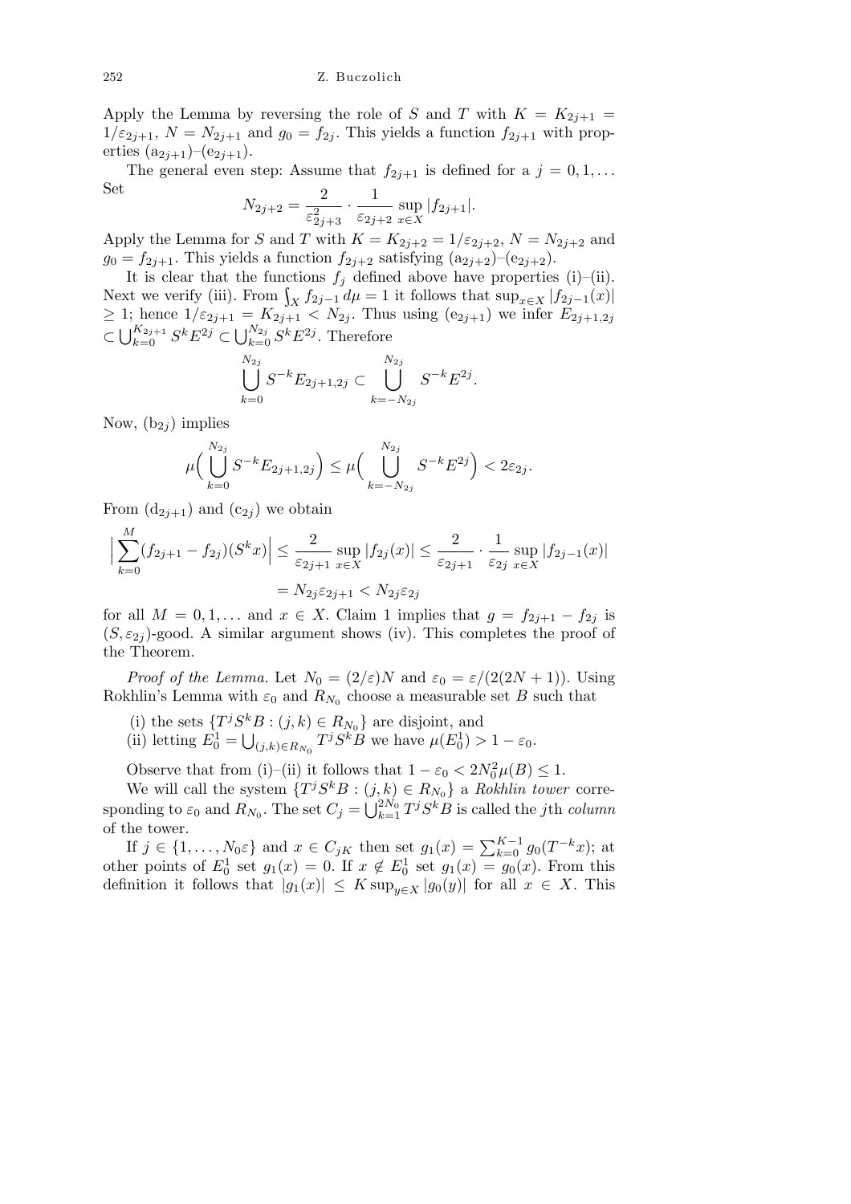Apply the Lemma by reversing the role of $S$ and $T$ with $K = K_{2j+1} = 1/\varepsilon_{2j+1}$, $N = N_{2j+1}$ and $g_0 = f_{2j}$. This yields a function $f_{2j+1}$ with properties $(\mathrm{a}_{2j+1})$–$(\mathrm{e}_{2j+1})$.

The general even step: Assume that $f_{2j+1}$ is defined for a $j = 0, 1, \ldots$ Set

$$N_{2j+2} = \frac{2}{\varepsilon_{2j+3}^2} \cdot \frac{1}{\varepsilon_{2j+2}} \sup_{x\in X} |f_{2j+1}|.$$

Apply the Lemma for $S$ and $T$ with $K = K_{2j+2} = 1/\varepsilon_{2j+2}$, $N = N_{2j+2}$ and $g_0 = f_{2j+1}$. This yields a function $f_{2j+2}$ satisfying $(\mathrm{a}_{2j+2})$–$(\mathrm{e}_{2j+2})$.

It is clear that the functions $f_j$ defined above have properties (i)–(ii). Next we verify (iii). From $\int_X f_{2j-1}\,d\mu = 1$ it follows that $\sup_{x\in X} |f_{2j-1}(x)| \ge 1$; hence $1/\varepsilon_{2j+1} = K_{2j+1} < N_{2j}$. Thus using $(\mathrm{e}_{2j+1})$ we infer $E_{2j+1,2j} \subset \bigcup_{k=0}^{K_{2j+1}} S^k E^{2j} \subset \bigcup_{k=0}^{N_{2j}} S^k E^{2j}$. Therefore

$$\bigcup_{k=0}^{N_{2j}} S^{-k} E_{2j+1,2j} \subset \bigcup_{k=-N_{2j}}^{N_{2j}} S^{-k} E^{2j}.$$

Now, $(\mathrm{b}_{2j})$ implies

$$\mu\Big(\bigcup_{k=0}^{N_{2j}} S^{-k} E_{2j+1,2j}\Big) \le \mu\Big(\bigcup_{k=-N_{2j}}^{N_{2j}} S^{-k} E^{2j}\Big) < 2\varepsilon_{2j}.$$

From $(\mathrm{d}_{2j+1})$ and $(\mathrm{c}_{2j})$ we obtain

$$\Big|\sum_{k=0}^{M} (f_{2j+1} - f_{2j})(S^k x)\Big| \le \frac{2}{\varepsilon_{2j+1}} \sup_{x\in X} |f_{2j}(x)| \le \frac{2}{\varepsilon_{2j+1}} \cdot \frac{1}{\varepsilon_{2j}} \sup_{x\in X} |f_{2j-1}(x)|$$
$$= N_{2j}\varepsilon_{2j+1} < N_{2j}\varepsilon_{2j}$$

for all $M = 0, 1, \ldots$ and $x \in X$. Claim 1 implies that $g = f_{2j+1} - f_{2j}$ is $(S, \varepsilon_{2j})$-good. A similar argument shows (iv). This completes the proof of the Theorem.

*Proof of the Lemma.* Let $N_0 = (2/\varepsilon)N$ and $\varepsilon_0 = \varepsilon/(2(2N+1))$. Using Rokhlin's Lemma with $\varepsilon_0$ and $R_{N_0}$ choose a measurable set $B$ such that

(i) the sets $\{T^j S^k B : (j,k) \in R_{N_0}\}$ are disjoint, and
(ii) letting $E_0^1 = \bigcup_{(j,k)\in R_{N_0}} T^j S^k B$ we have $\mu(E_0^1) > 1 - \varepsilon_0$.

Observe that from (i)–(ii) it follows that $1 - \varepsilon_0 < 2N_0^2 \mu(B) \le 1$.

We will call the system $\{T^j S^k B : (j,k) \in R_{N_0}\}$ a *Rokhlin tower* corresponding to $\varepsilon_0$ and $R_{N_0}$. The set $C_j = \bigcup_{k=1}^{2N_0} T^j S^k B$ is called the $j$th *column* of the tower.

If $j \in \{1, \ldots, N_0\varepsilon\}$ and $x \in C_{jK}$ then set $g_1(x) = \sum_{k=0}^{K-1} g_0(T^{-k}x)$; at other points of $E_0^1$ set $g_1(x) = 0$. If $x \notin E_0^1$ set $g_1(x) = g_0(x)$. From this definition it follows that $|g_1(x)| \le K \sup_{y\in X} |g_0(y)|$ for all $x \in X$. This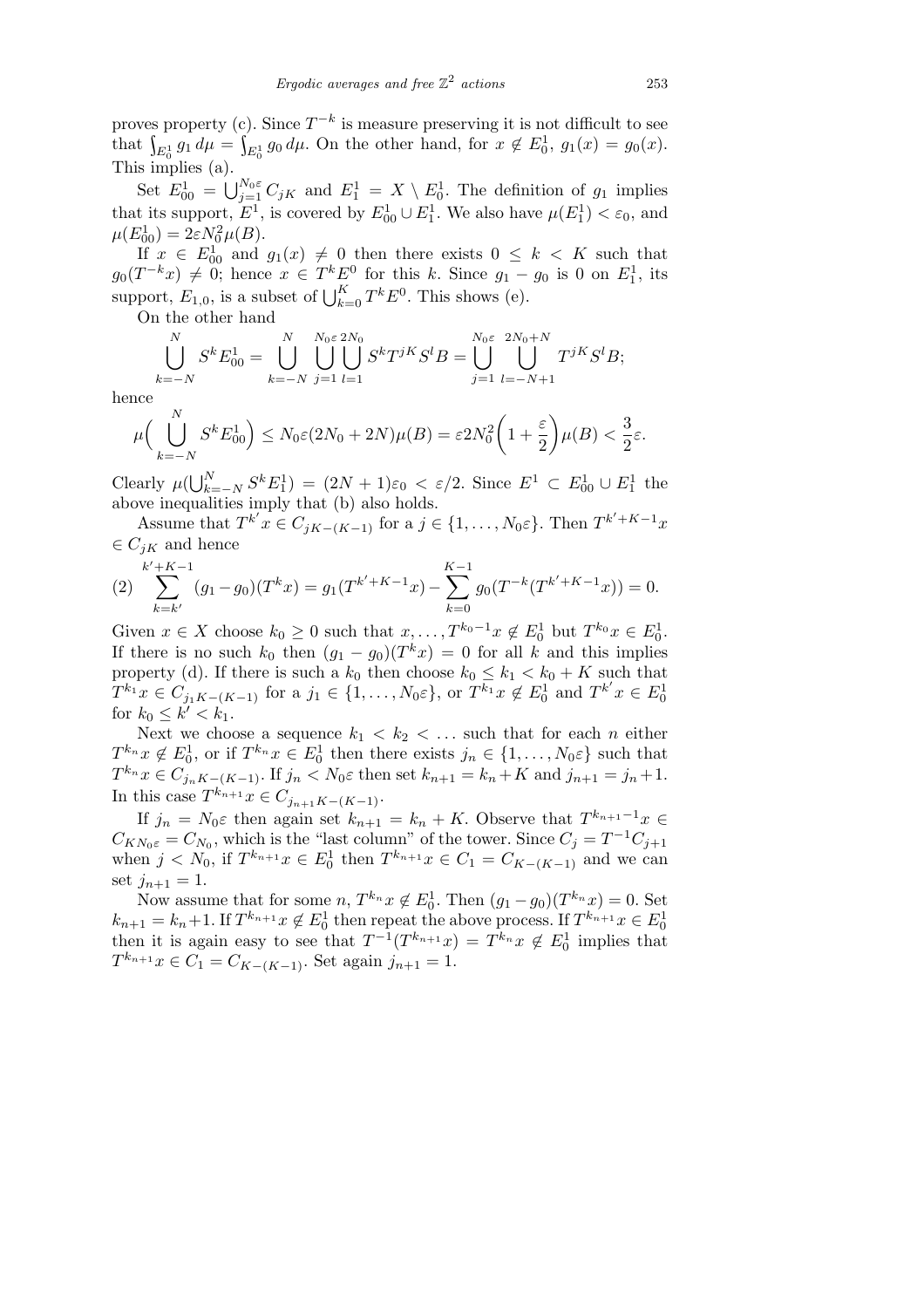proves property (c). Since $T^{-k}$ is measure preserving it is not difficult to see that $\int_{E_0^1} g_1\,d\mu = \int_{E_0^1} g_0\,d\mu$. On the other hand, for $x \notin E_0^1$, $g_1(x) = g_0(x)$. This implies (a).

Set $E_{00}^1 = \bigcup_{j=1}^{N_0\varepsilon} C_{jK}$ and $E_1^1 = X \setminus E_0^1$. The definition of $g_1$ implies that its support, $E^1$, is covered by $E_{00}^1 \cup E_1^1$. We also have $\mu(E_1^1) < \varepsilon_0$, and $\mu(E_{00}^1) = 2\varepsilon N_0^2 \mu(B)$.

If $x \in E_{00}^1$ and $g_1(x) \neq 0$ then there exists $0 \leq k < K$ such that $g_0(T^{-k}x) \neq 0$; hence $x \in T^k E^0$ for this $k$. Since $g_1 - g_0$ is 0 on $E_1^1$, its support, $E_{1,0}$, is a subset of $\bigcup_{k=0}^{K} T^k E^0$. This shows (e).

On the other hand

$$\bigcup_{k=-N}^{N} S^k E_{00}^1 = \bigcup_{k=-N}^{N} \bigcup_{j=1}^{N_0\varepsilon} \bigcup_{l=1}^{2N_0} S^k T^{jK} S^l B = \bigcup_{j=1}^{N_0\varepsilon} \bigcup_{l=-N+1}^{2N_0+N} T^{jK} S^l B;$$

hence

$$\mu\Big(\bigcup_{k=-N}^{N} S^k E_{00}^1\Big) \leq N_0\varepsilon(2N_0 + 2N)\mu(B) = \varepsilon 2N_0^2\bigg(1 + \frac{\varepsilon}{2}\bigg)\mu(B) < \frac{3}{2}\varepsilon.$$

Clearly $\mu(\bigcup_{k=-N}^{N} S^k E_1^1) = (2N+1)\varepsilon_0 < \varepsilon/2$. Since $E^1 \subset E_{00}^1 \cup E_1^1$ the above inequalities imply that (b) also holds.

Assume that $T^{k'}x \in C_{jK-(K-1)}$ for a $j \in \{1, \ldots, N_0\varepsilon\}$. Then $T^{k'+K-1}x \in C_{jK}$ and hence

$$(2) \quad \sum_{k=k'}^{k'+K-1} (g_1 - g_0)(T^k x) = g_1(T^{k'+K-1}x) - \sum_{k=0}^{K-1} g_0(T^{-k}(T^{k'+K-1}x)) = 0.$$

Given $x \in X$ choose $k_0 \geq 0$ such that $x, \ldots, T^{k_0-1}x \notin E_0^1$ but $T^{k_0}x \in E_0^1$. If there is no such $k_0$ then $(g_1 - g_0)(T^k x) = 0$ for all $k$ and this implies property (d). If there is such a $k_0$ then choose $k_0 \leq k_1 < k_0 + K$ such that $T^{k_1}x \in C_{j_1K-(K-1)}$ for a $j_1 \in \{1, \ldots, N_0\varepsilon\}$, or $T^{k_1}x \notin E_0^1$ and $T^{k'}x \in E_0^1$ for $k_0 \leq k' < k_1$.

Next we choose a sequence $k_1 < k_2 < \ldots$ such that for each $n$ either $T^{k_n}x \notin E_0^1$, or if $T^{k_n}x \in E_0^1$ then there exists $j_n \in \{1, \ldots, N_0\varepsilon\}$ such that $T^{k_n}x \in C_{j_nK-(K-1)}$. If $j_n < N_0\varepsilon$ then set $k_{n+1} = k_n + K$ and $j_{n+1} = j_n + 1$. In this case $T^{k_{n+1}}x \in C_{j_{n+1}K-(K-1)}$.

If $j_n = N_0\varepsilon$ then again set $k_{n+1} = k_n + K$. Observe that $T^{k_{n+1}-1}x \in C_{KN_0\varepsilon} = C_{N_0}$, which is the "last column" of the tower. Since $C_j = T^{-1}C_{j+1}$ when $j < N_0$, if $T^{k_{n+1}}x \in E_0^1$ then $T^{k_{n+1}}x \in C_1 = C_{K-(K-1)}$ and we can set $j_{n+1} = 1$.

Now assume that for some $n$, $T^{k_n}x \notin E_0^1$. Then $(g_1 - g_0)(T^{k_n}x) = 0$. Set $k_{n+1} = k_n + 1$. If $T^{k_{n+1}}x \notin E_0^1$ then repeat the above process. If $T^{k_{n+1}}x \in E_0^1$ then it is again easy to see that $T^{-1}(T^{k_{n+1}}x) = T^{k_n}x \notin E_0^1$ implies that $T^{k_{n+1}}x \in C_1 = C_{K-(K-1)}$. Set again $j_{n+1} = 1$.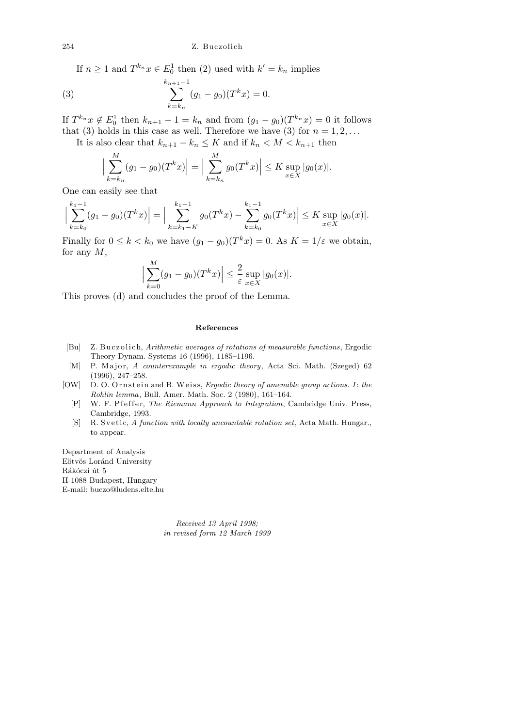If $n \geq 1$ and $T^{k_n}x \in E_0^1$ then (2) used with $k' = k_n$ implies

$$\sum_{k=k_n}^{k_{n+1}-1} (g_1 - g_0)(T^k x) = 0. \tag{3}$$

If $T^{k_n}x \notin E_0^1$ then $k_{n+1} - 1 = k_n$ and from $(g_1 - g_0)(T^{k_n}x) = 0$ it follows that (3) holds in this case as well. Therefore we have (3) for $n = 1, 2, \ldots$

It is also clear that $k_{n+1} - k_n \leq K$ and if $k_n < M < k_{n+1}$ then

$$\Big| \sum_{k=k_n}^{M} (g_1 - g_0)(T^k x) \Big| = \Big| \sum_{k=k_n}^{M} g_0(T^k x) \Big| \leq K \sup_{x \in X} |g_0(x)|.$$

One can easily see that

$$\Big| \sum_{k=k_0}^{k_1-1} (g_1 - g_0)(T^k x) \Big| = \Big| \sum_{k=k_1-K}^{k_1-1} g_0(T^k x) - \sum_{k=k_0}^{k_1-1} g_0(T^k x) \Big| \leq K \sup_{x \in X} |g_0(x)|.$$

Finally for $0 \leq k < k_0$ we have $(g_1 - g_0)(T^k x) = 0$. As $K = 1/\varepsilon$ we obtain, for any $M$,

$$\Big| \sum_{k=0}^{M} (g_1 - g_0)(T^k x) \Big| \leq \frac{2}{\varepsilon} \sup_{x \in X} |g_0(x)|.$$

This proves (d) and concludes the proof of the Lemma.

## References

[Bu] Z. Buczolich, *Arithmetic averages of rotations of measurable functions*, Ergodic Theory Dynam. Systems 16 (1996), 1185–1196.

[M] P. Major, *A counterexample in ergodic theory*, Acta Sci. Math. (Szeged) 62 (1996), 247–258.

[OW] D. O. Ornstein and B. Weiss, *Ergodic theory of amenable group actions. I: the Rohlin lemma*, Bull. Amer. Math. Soc. 2 (1980), 161–164.

[P] W. F. Pfeffer, *The Riemann Approach to Integration*, Cambridge Univ. Press, Cambridge, 1993.

[S] R. Svetic, *A function with locally uncountable rotation set*, Acta Math. Hungar., to appear.

Department of Analysis
Eötvös Loránd University
Rákóczi út 5
H-1088 Budapest, Hungary
E-mail: buczo@ludens.elte.hu

*Received 13 April 1998;*
*in revised form 12 March 1999*